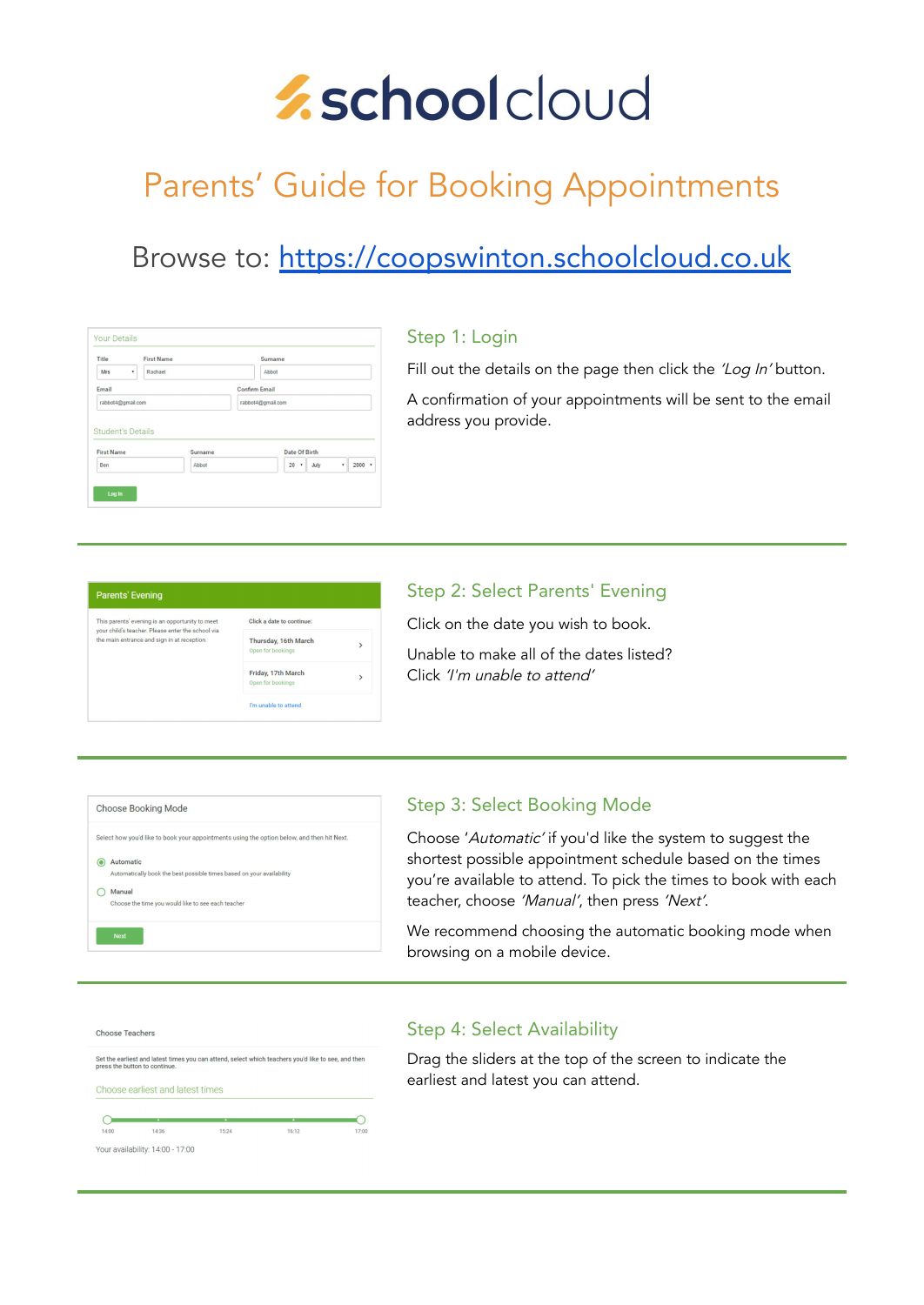# schoolcloud

## Parents' Guide for Booking Appointments

Browse to: https://coopswinton.schoolcloud.co.uk

### Step 1: Login

Fill out the details on the page then click the *'Log In'* button.

A confirmation of your appointments will be sent to the email address you provide.

---

### Step 2: Select Parents' Evening

Click on the date you wish to book.

Unable to make all of the dates listed?
Click *'I'm unable to attend'*

---

### Step 3: Select Booking Mode

Choose '*Automatic'* if you'd like the system to suggest the shortest possible appointment schedule based on the times you're available to attend. To pick the times to book with each teacher, choose *'Manual'*, then press *'Next'*.

We recommend choosing the automatic booking mode when browsing on a mobile device.

---

### Step 4: Select Availability

Drag the sliders at the top of the screen to indicate the earliest and latest you can attend.

---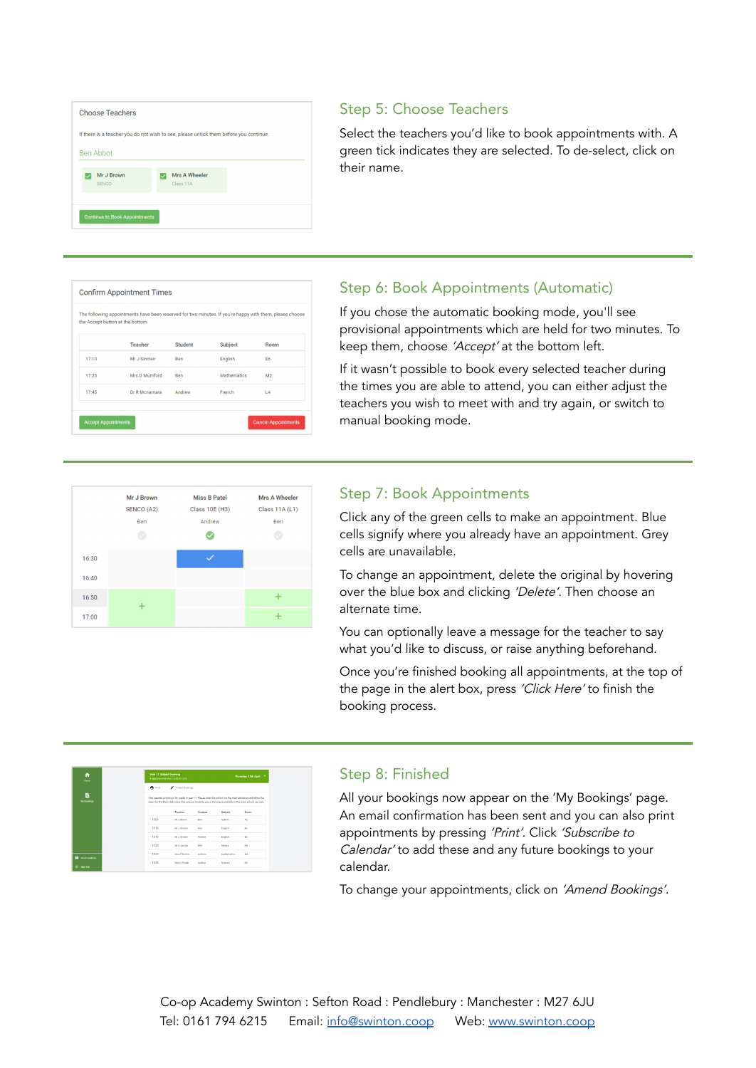## Step 5: Choose Teachers

Select the teachers you'd like to book appointments with. A green tick indicates they are selected. To de-select, click on their name.

## Step 6: Book Appointments (Automatic)

If you chose the automatic booking mode, you'll see provisional appointments which are held for two minutes. To keep them, choose *'Accept'* at the bottom left.

If it wasn't possible to book every selected teacher during the times you are able to attend, you can either adjust the teachers you wish to meet with and try again, or switch to manual booking mode.

## Step 7: Book Appointments

Click any of the green cells to make an appointment. Blue cells signify where you already have an appointment. Grey cells are unavailable.

To change an appointment, delete the original by hovering over the blue box and clicking *'Delete'*. Then choose an alternate time.

You can optionally leave a message for the teacher to say what you'd like to discuss, or raise anything beforehand.

Once you're finished booking all appointments, at the top of the page in the alert box, press *'Click Here'* to finish the booking process.

## Step 8: Finished

All your bookings now appear on the 'My Bookings' page. An email confirmation has been sent and you can also print appointments by pressing *'Print'*. Click *'Subscribe to Calendar'* to add these and any future bookings to your calendar.

To change your appointments, click on *'Amend Bookings'*.

Co-op Academy Swinton : Sefton Road : Pendlebury : Manchester : M27 6JU
Tel: 0161 794 6215 Email: info@swinton.coop Web: www.swinton.coop